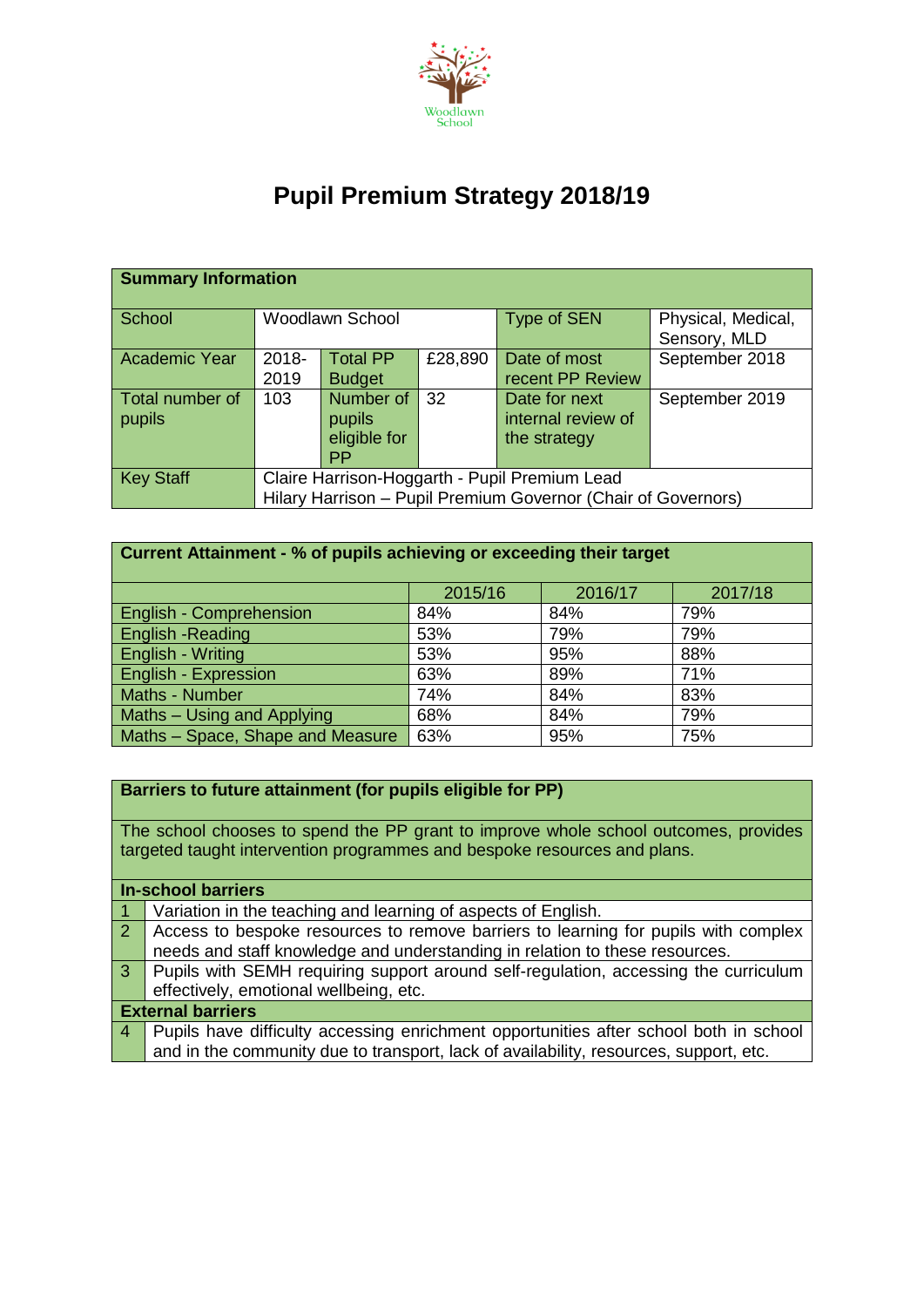Woodlawn School

# Pupil Premium Strategy 2018/19

| Summary Information | | | | | |
|---|---|---|---|---|---|
| School | Woodlawn School | | | Type of SEN | Physical, Medical, Sensory, MLD |
| Academic Year | 2018-2019 | Total PP Budget | £28,890 | Date of most recent PP Review | September 2018 |
| Total number of pupils | 103 | Number of pupils eligible for PP | 32 | Date for next internal review of the strategy | September 2019 |
| Key Staff | Claire Harrison-Hoggarth - Pupil Premium Lead<br>Hilary Harrison – Pupil Premium Governor (Chair of Governors) | | | | |

| Current Attainment - % of pupils achieving or exceeding their target | | | |
|---|---|---|---|
| | 2015/16 | 2016/17 | 2017/18 |
| English - Comprehension | 84% | 84% | 79% |
| English -Reading | 53% | 79% | 79% |
| English - Writing | 53% | 95% | 88% |
| English - Expression | 63% | 89% | 71% |
| Maths - Number | 74% | 84% | 83% |
| Maths – Using and Applying | 68% | 84% | 79% |
| Maths – Space, Shape and Measure | 63% | 95% | 75% |

| Barriers to future attainment (for pupils eligible for PP) | |
|---|---|
| The school chooses to spend the PP grant to improve whole school outcomes, provides targeted taught intervention programmes and bespoke resources and plans. | |
| **In-school barriers** | |
| 1 | Variation in the teaching and learning of aspects of English. |
| 2 | Access to bespoke resources to remove barriers to learning for pupils with complex needs and staff knowledge and understanding in relation to these resources. |
| 3 | Pupils with SEMH requiring support around self-regulation, accessing the curriculum effectively, emotional wellbeing, etc. |
| **External barriers** | |
| 4 | Pupils have difficulty accessing enrichment opportunities after school both in school and in the community due to transport, lack of availability, resources, support, etc. |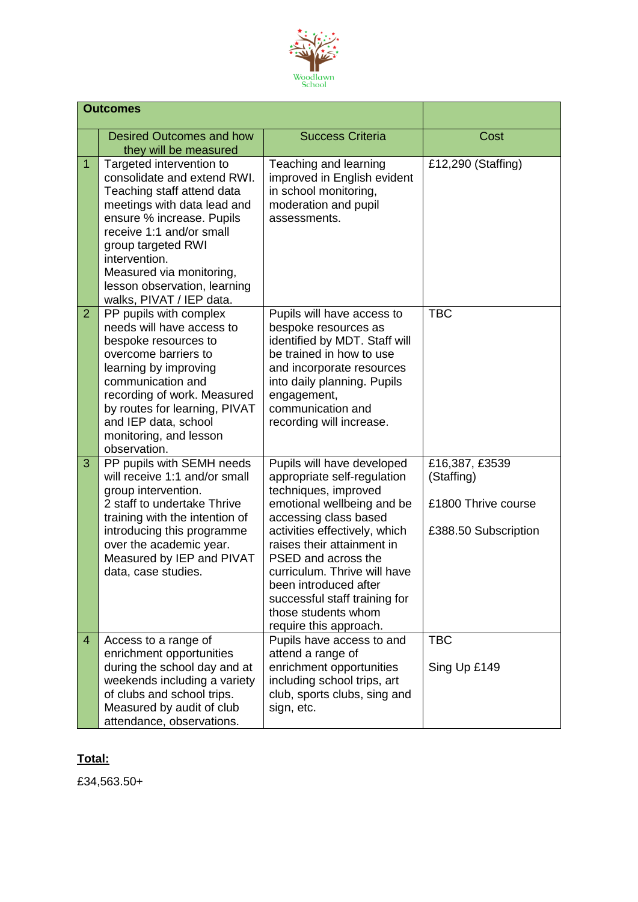| Outcomes | | | |
|---|---|---|---|
| | Desired Outcomes and how they will be measured | Success Criteria | Cost |
| 1 | Targeted intervention to consolidate and extend RWI. Teaching staff attend data meetings with data lead and ensure % increase. Pupils receive 1:1 and/or small group targeted RWI intervention.<br>Measured via monitoring, lesson observation, learning walks, PIVAT / IEP data. | Teaching and learning improved in English evident in school monitoring, moderation and pupil assessments. | £12,290 (Staffing) |
| 2 | PP pupils with complex needs will have access to bespoke resources to overcome barriers to learning by improving communication and recording of work. Measured by routes for learning, PIVAT and IEP data, school monitoring, and lesson observation. | Pupils will have access to bespoke resources as identified by MDT. Staff will be trained in how to use and incorporate resources into daily planning. Pupils engagement, communication and recording will increase. | TBC |
| 3 | PP pupils with SEMH needs will receive 1:1 and/or small group intervention.<br>2 staff to undertake Thrive training with the intention of introducing this programme over the academic year.<br>Measured by IEP and PIVAT data, case studies. | Pupils will have developed appropriate self-regulation techniques, improved emotional wellbeing and be accessing class based activities effectively, which raises their attainment in PSED and across the curriculum. Thrive will have been introduced after successful staff training for those students whom require this approach. | £16,387, £3539 (Staffing)<br><br>£1800 Thrive course<br><br>£388.50 Subscription |
| 4 | Access to a range of enrichment opportunities during the school day and at weekends including a variety of clubs and school trips.<br>Measured by audit of club attendance, observations. | Pupils have access to and attend a range of enrichment opportunities including school trips, art club, sports clubs, sing and sign, etc. | TBC<br><br>Sing Up £149 |

**Total:**

£34,563.50+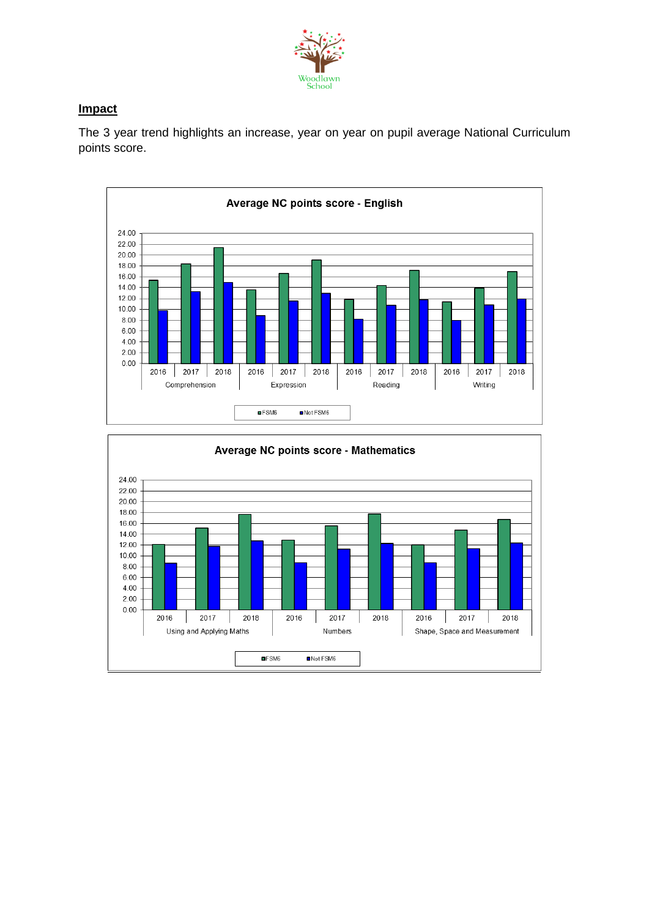## Impact

The 3 year trend highlights an increase, year on year on pupil average National Curriculum points score.

**Average NC points score - English**

**Average NC points score - Mathematics**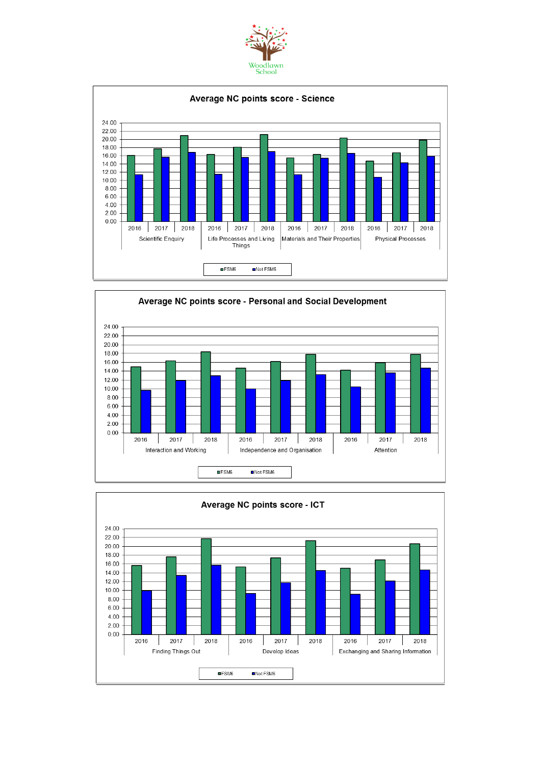Woodlawn School

## Average NC points score - Science

24.00
22.00
20.00
18.00
16.00
14.00
12.00
10.00
8.00
6.00
4.00
2.00
0.00

2016 2017 2018 2016 2017 2018 2016 2017 2018 2016 2017 2018

Scientific Enquiry
Life Processes and Living Things
Materials and Their Properties
Physical Processes

FSM6 Not FSM6

## Average NC points score - Personal and Social Development

24.00
22.00
20.00
18.00
16.00
14.00
12.00
10.00
8.00
6.00
4.00
2.00
0.00

2016 2017 2018 2016 2017 2018 2016 2017 2018

Interaction and Working
Independence and Organisation
Attention

FSM6 Not FSM6

## Average NC points score - ICT

24.00
22.00
20.00
18.00
16.00
14.00
12.00
10.00
8.00
6.00
4.00
2.00
0.00

2016 2017 2018 2016 2017 2018 2016 2017 2018

Finding Things Out
Develop Ideas
Exchanging and Sharing Information

FSM6 Not FSM6